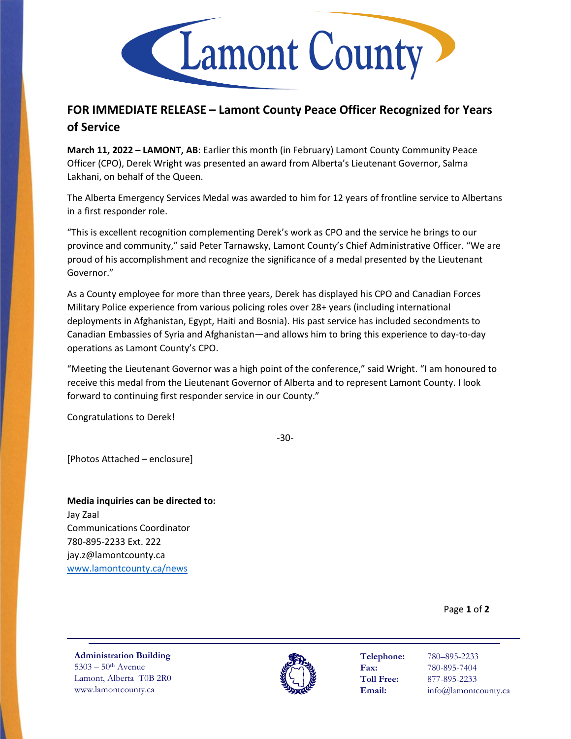# Lamont County

## FOR IMMEDIATE RELEASE – Lamont County Peace Officer Recognized for Years of Service

**March 11, 2022 – LAMONT, AB**: Earlier this month (in February) Lamont County Community Peace Officer (CPO), Derek Wright was presented an award from Alberta's Lieutenant Governor, Salma Lakhani, on behalf of the Queen.

The Alberta Emergency Services Medal was awarded to him for 12 years of frontline service to Albertans in a first responder role.

"This is excellent recognition complementing Derek's work as CPO and the service he brings to our province and community," said Peter Tarnawsky, Lamont County's Chief Administrative Officer. "We are proud of his accomplishment and recognize the significance of a medal presented by the Lieutenant Governor."

As a County employee for more than three years, Derek has displayed his CPO and Canadian Forces Military Police experience from various policing roles over 28+ years (including international deployments in Afghanistan, Egypt, Haiti and Bosnia). His past service has included secondments to Canadian Embassies of Syria and Afghanistan—and allows him to bring this experience to day-to-day operations as Lamont County's CPO.

"Meeting the Lieutenant Governor was a high point of the conference," said Wright. "I am honoured to receive this medal from the Lieutenant Governor of Alberta and to represent Lamont County. I look forward to continuing first responder service in our County."

Congratulations to Derek!

-30-

[Photos Attached – enclosure]

**Media inquiries can be directed to:**
Jay Zaal
Communications Coordinator
780-895-2233 Ext. 222
jay.z@lamontcounty.ca
www.lamontcounty.ca/news

**Administration Building**
5303 – 50th Avenue
Lamont, Alberta T0B 2R0
www.lamontcounty.ca

**Telephone:** 780–895-2233
**Fax:** 780-895-7404
**Toll Free:** 877-895-2233
**Email:** info@lamontcounty.ca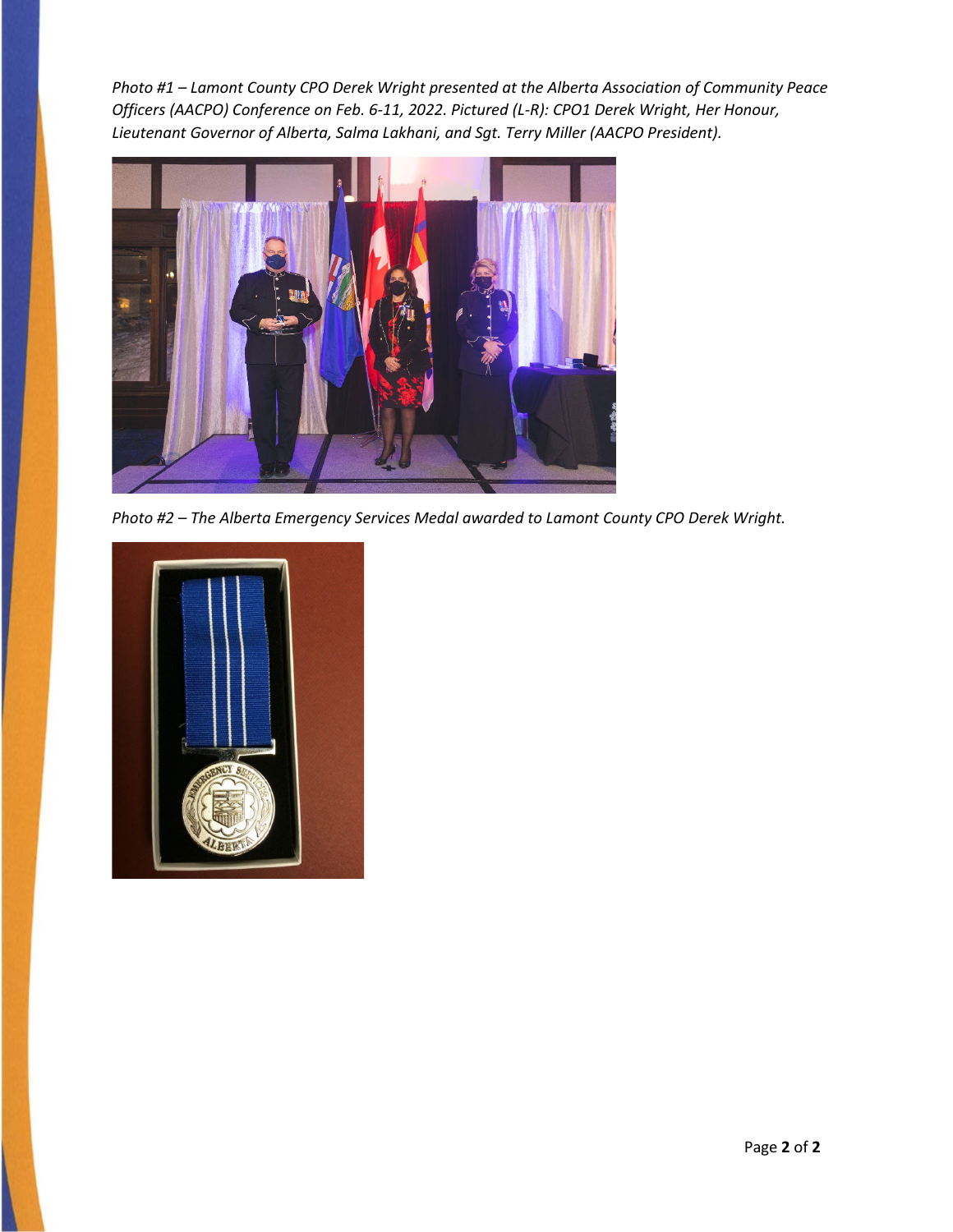*Photo #1 – Lamont County CPO Derek Wright presented at the Alberta Association of Community Peace Officers (AACPO) Conference on Feb. 6-11, 2022. Pictured (L-R): CPO1 Derek Wright, Her Honour, Lieutenant Governor of Alberta, Salma Lakhani, and Sgt. Terry Miller (AACPO President).*

*Photo #2 – The Alberta Emergency Services Medal awarded to Lamont County CPO Derek Wright.*